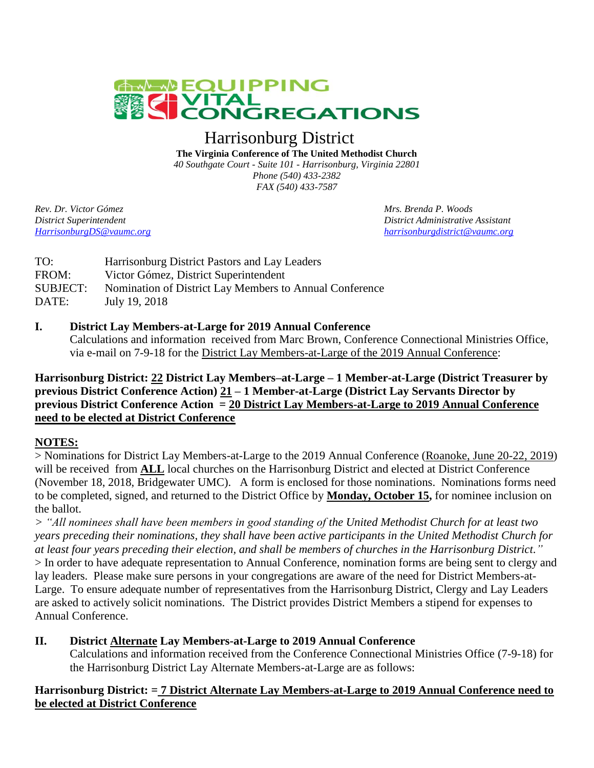EQUIPPING VITAL CONGREGATIONS

# Harrisonburg District

**The Virginia Conference of The United Methodist Church**
*40 Southgate Court - Suite 101 - Harrisonburg, Virginia 22801*
*Phone (540) 433-2382*
*FAX (540) 433-7587*

*Rev. Dr. Victor Gómez*
*District Superintendent*
*HarrisonburgDS@vaumc.org*

*Mrs. Brenda P. Woods*
*District Administrative Assistant*
*harrisonburgdistrict@vaumc.org*

TO: Harrisonburg District Pastors and Lay Leaders
FROM: Victor Gómez, District Superintendent
SUBJECT: Nomination of District Lay Members to Annual Conference
DATE: July 19, 2018

## I. District Lay Members-at-Large for 2019 Annual Conference

Calculations and information received from Marc Brown, Conference Connectional Ministries Office, via e-mail on 7-9-18 for the District Lay Members-at-Large of the 2019 Annual Conference:

**Harrisonburg District: 22 District Lay Members–at-Large – 1 Member-at-Large (District Treasurer by previous District Conference Action) 21 – 1 Member-at-Large (District Lay Servants Director by previous District Conference Action = 20 District Lay Members-at-Large to 2019 Annual Conference need to be elected at District Conference**

**NOTES:**

> Nominations for District Lay Members-at-Large to the 2019 Annual Conference (Roanoke, June 20-22, 2019) will be received from **ALL** local churches on the Harrisonburg District and elected at District Conference (November 18, 2018, Bridgewater UMC). A form is enclosed for those nominations. Nominations forms need to be completed, signed, and returned to the District Office by **Monday, October 15,** for nominee inclusion on the ballot.

> *"All nominees shall have been members in good standing of the United Methodist Church for at least two years preceding their nominations, they shall have been active participants in the United Methodist Church for at least four years preceding their election, and shall be members of churches in the Harrisonburg District."*

> In order to have adequate representation to Annual Conference, nomination forms are being sent to clergy and lay leaders. Please make sure persons in your congregations are aware of the need for District Members-at-Large. To ensure adequate number of representatives from the Harrisonburg District, Clergy and Lay Leaders are asked to actively solicit nominations. The District provides District Members a stipend for expenses to Annual Conference.

## II. District Alternate Lay Members-at-Large to 2019 Annual Conference

Calculations and information received from the Conference Connectional Ministries Office (7-9-18) for the Harrisonburg District Lay Alternate Members-at-Large are as follows:

**Harrisonburg District: = 7 District Alternate Lay Members-at-Large to 2019 Annual Conference need to be elected at District Conference**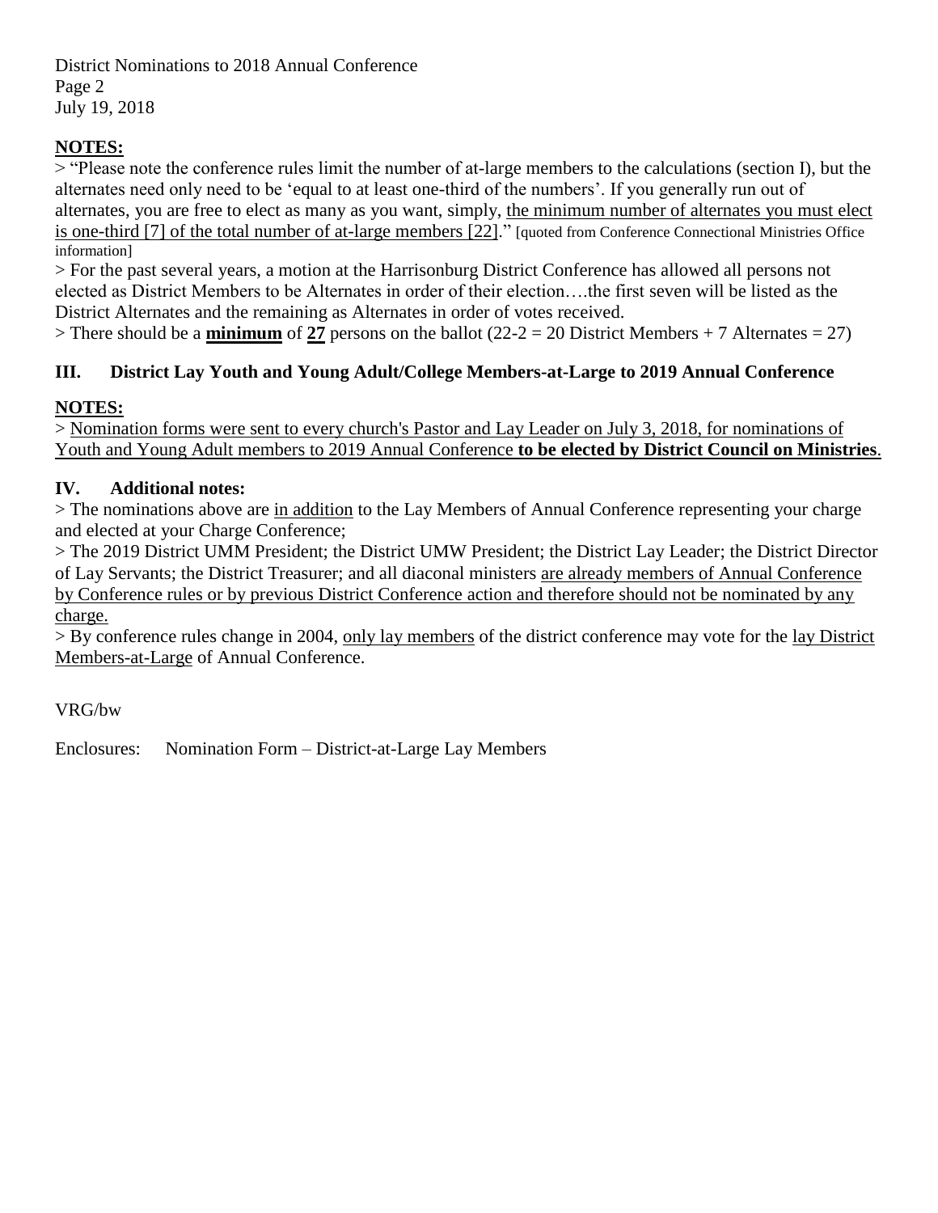District Nominations to 2018 Annual Conference
Page 2
July 19, 2018

**NOTES:**

> "Please note the conference rules limit the number of at-large members to the calculations (section I), but the alternates need only need to be 'equal to at least one-third of the numbers'. If you generally run out of alternates, you are free to elect as many as you want, simply, the minimum number of alternates you must elect is one-third [7] of the total number of at-large members [22]." [quoted from Conference Connectional Ministries Office information]

> For the past several years, a motion at the Harrisonburg District Conference has allowed all persons not elected as District Members to be Alternates in order of their election….the first seven will be listed as the District Alternates and the remaining as Alternates in order of votes received.

> There should be a **minimum** of **27** persons on the ballot (22-2 = 20 District Members + 7 Alternates = 27)

## III. District Lay Youth and Young Adult/College Members-at-Large to 2019 Annual Conference

**NOTES:**

> Nomination forms were sent to every church's Pastor and Lay Leader on July 3, 2018, for nominations of Youth and Young Adult members to 2019 Annual Conference **to be elected by District Council on Ministries**.

## IV. Additional notes:

> The nominations above are in addition to the Lay Members of Annual Conference representing your charge and elected at your Charge Conference;

> The 2019 District UMM President; the District UMW President; the District Lay Leader; the District Director of Lay Servants; the District Treasurer; and all diaconal ministers are already members of Annual Conference by Conference rules or by previous District Conference action and therefore should not be nominated by any charge.

> By conference rules change in 2004, only lay members of the district conference may vote for the lay District Members-at-Large of Annual Conference.

VRG/bw

Enclosures: Nomination Form – District-at-Large Lay Members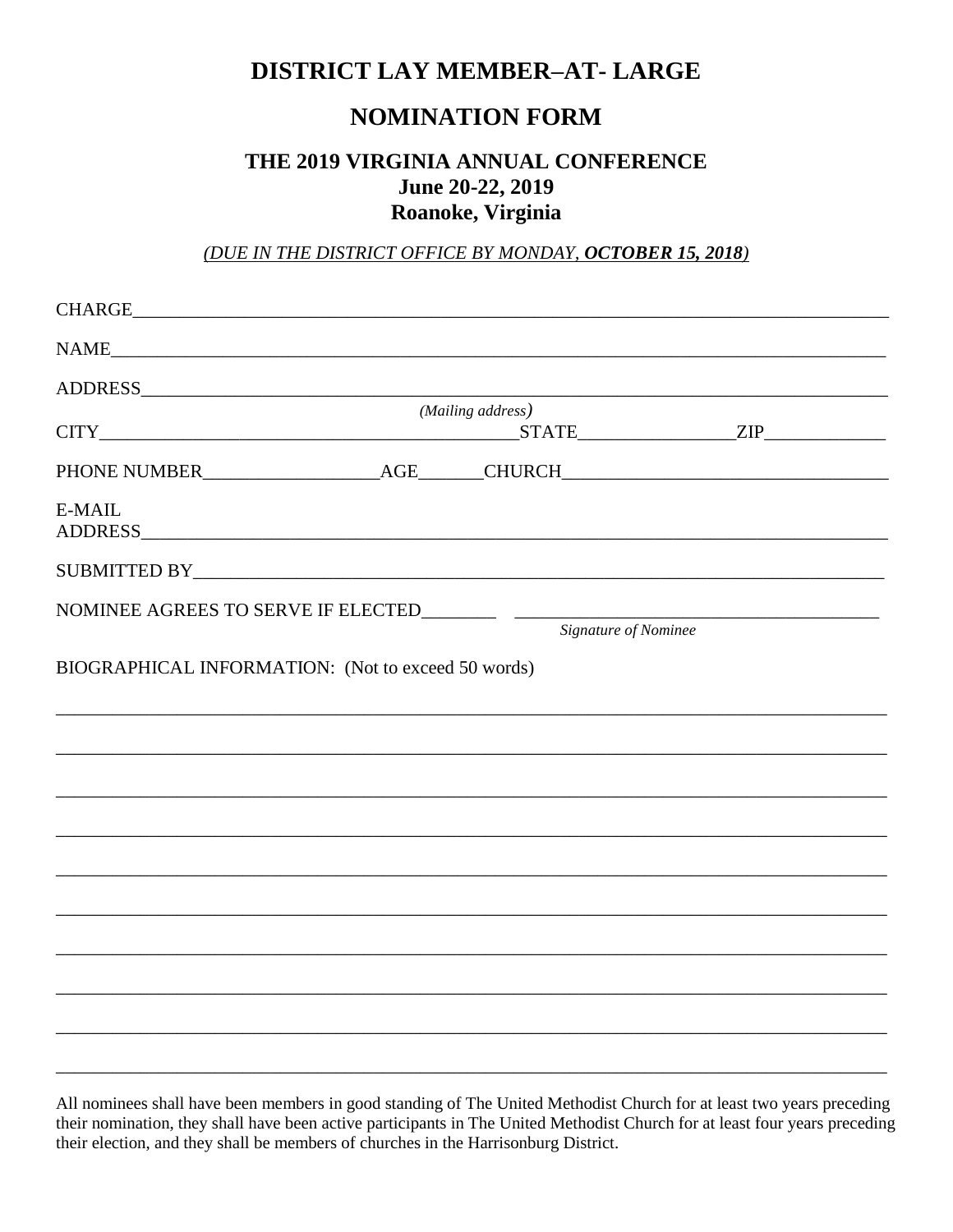# DISTRICT LAY MEMBER–AT- LARGE

# NOMINATION FORM

## THE 2019 VIRGINIA ANNUAL CONFERENCE
## June 20-22, 2019
## Roanoke, Virginia

*(DUE IN THE DISTRICT OFFICE BY MONDAY, **OCTOBER 15, 2018**)*

CHARGE_______________________________________________________________________________

NAME_________________________________________________________________________________

ADDRESS______________________________________________________________________________
*(Mailing address)*

CITY_____________________________________________STATE_________________ZIP_____________

PHONE NUMBER___________________AGE_______CHURCH__________________________________

E-MAIL ADDRESS_______________________________________________________________________

SUBMITTED BY_________________________________________________________________________

NOMINEE AGREES TO SERVE IF ELECTED________ ______________________________________
*Signature of Nominee*

BIOGRAPHICAL INFORMATION: (Not to exceed 50 words)

_____________________________________________________________________________________

_____________________________________________________________________________________

_____________________________________________________________________________________

_____________________________________________________________________________________

_____________________________________________________________________________________

_____________________________________________________________________________________

_____________________________________________________________________________________

_____________________________________________________________________________________

_____________________________________________________________________________________

_____________________________________________________________________________________

All nominees shall have been members in good standing of The United Methodist Church for at least two years preceding their nomination, they shall have been active participants in The United Methodist Church for at least four years preceding their election, and they shall be members of churches in the Harrisonburg District.